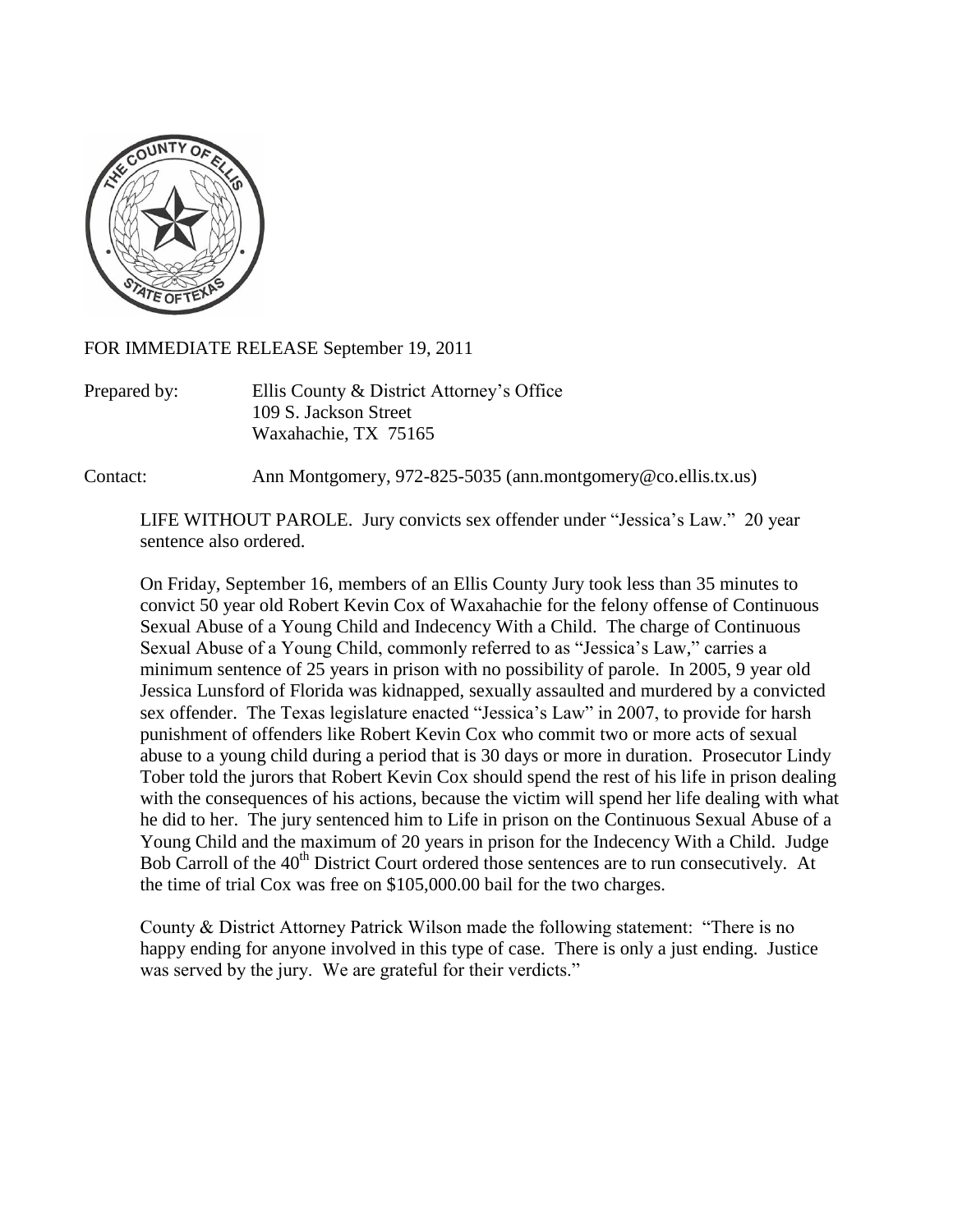FOR IMMEDIATE RELEASE September 19, 2011

Prepared by: Ellis County & District Attorney's Office
109 S. Jackson Street
Waxahachie, TX 75165

Contact: Ann Montgomery, 972-825-5035 (ann.montgomery@co.ellis.tx.us)

LIFE WITHOUT PAROLE. Jury convicts sex offender under "Jessica's Law." 20 year sentence also ordered.

On Friday, September 16, members of an Ellis County Jury took less than 35 minutes to convict 50 year old Robert Kevin Cox of Waxahachie for the felony offense of Continuous Sexual Abuse of a Young Child and Indecency With a Child. The charge of Continuous Sexual Abuse of a Young Child, commonly referred to as "Jessica's Law," carries a minimum sentence of 25 years in prison with no possibility of parole. In 2005, 9 year old Jessica Lunsford of Florida was kidnapped, sexually assaulted and murdered by a convicted sex offender. The Texas legislature enacted "Jessica's Law" in 2007, to provide for harsh punishment of offenders like Robert Kevin Cox who commit two or more acts of sexual abuse to a young child during a period that is 30 days or more in duration. Prosecutor Lindy Tober told the jurors that Robert Kevin Cox should spend the rest of his life in prison dealing with the consequences of his actions, because the victim will spend her life dealing with what he did to her. The jury sentenced him to Life in prison on the Continuous Sexual Abuse of a Young Child and the maximum of 20 years in prison for the Indecency With a Child. Judge Bob Carroll of the 40th District Court ordered those sentences are to run consecutively. At the time of trial Cox was free on $105,000.00 bail for the two charges.

County & District Attorney Patrick Wilson made the following statement: "There is no happy ending for anyone involved in this type of case. There is only a just ending. Justice was served by the jury. We are grateful for their verdicts."